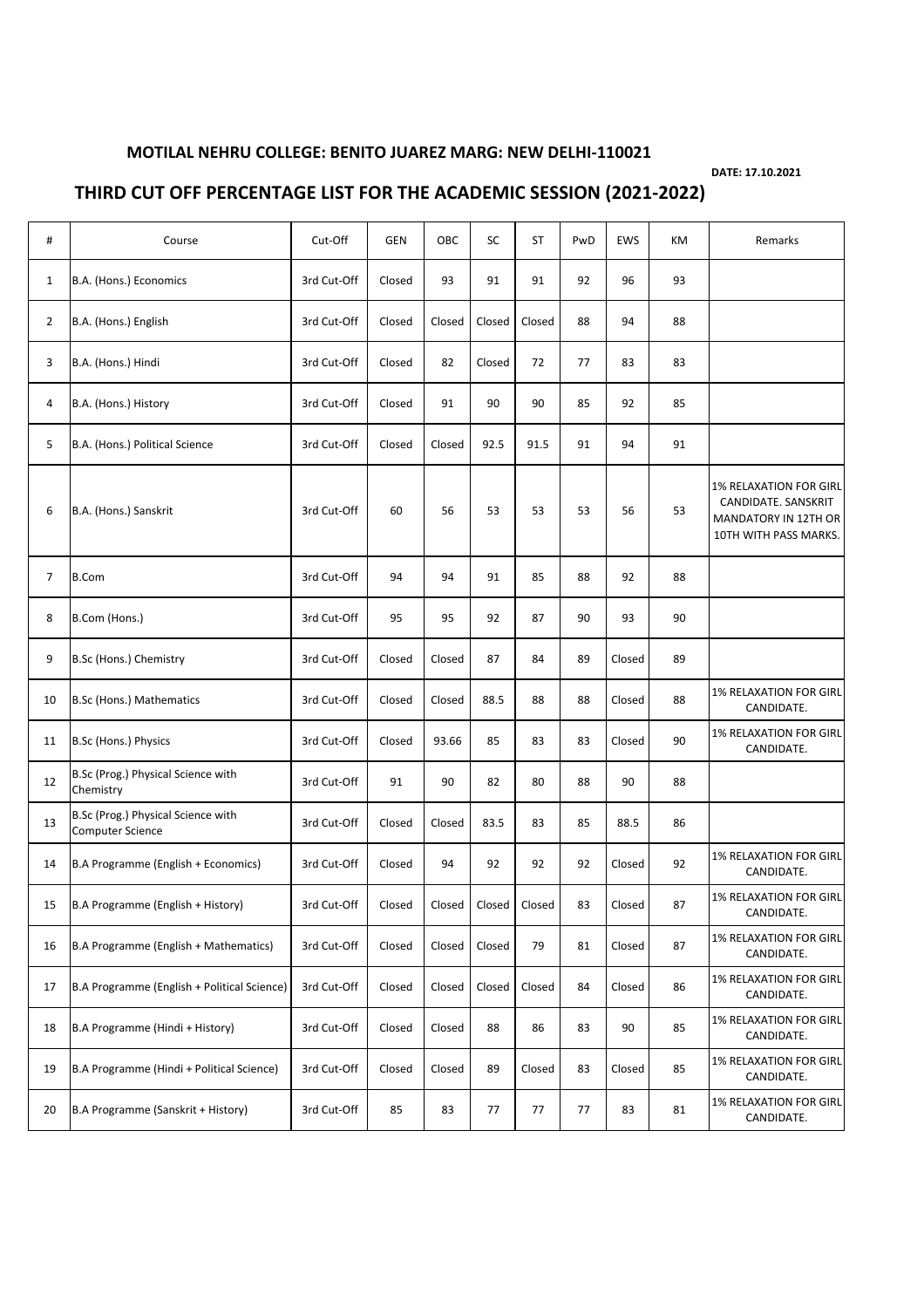**MOTILAL NEHRU COLLEGE: BENITO JUAREZ MARG: NEW DELHI-110021**

**DATE: 17.10.2021**

## THIRD CUT OFF PERCENTAGE LIST FOR THE ACADEMIC SESSION (2021-2022)

| # | Course | Cut-Off | GEN | OBC | SC | ST | PwD | EWS | KM | Remarks |
|---|---|---|---|---|---|---|---|---|---|---|
| 1 | B.A. (Hons.) Economics | 3rd Cut-Off | Closed | 93 | 91 | 91 | 92 | 96 | 93 | |
| 2 | B.A. (Hons.) English | 3rd Cut-Off | Closed | Closed | Closed | Closed | 88 | 94 | 88 | |
| 3 | B.A. (Hons.) Hindi | 3rd Cut-Off | Closed | 82 | Closed | 72 | 77 | 83 | 83 | |
| 4 | B.A. (Hons.) History | 3rd Cut-Off | Closed | 91 | 90 | 90 | 85 | 92 | 85 | |
| 5 | B.A. (Hons.) Political Science | 3rd Cut-Off | Closed | Closed | 92.5 | 91.5 | 91 | 94 | 91 | |
| 6 | B.A. (Hons.) Sanskrit | 3rd Cut-Off | 60 | 56 | 53 | 53 | 53 | 56 | 53 | 1% RELAXATION FOR GIRL CANDIDATE. SANSKRIT MANDATORY IN 12TH OR 10TH WITH PASS MARKS. |
| 7 | B.Com | 3rd Cut-Off | 94 | 94 | 91 | 85 | 88 | 92 | 88 | |
| 8 | B.Com (Hons.) | 3rd Cut-Off | 95 | 95 | 92 | 87 | 90 | 93 | 90 | |
| 9 | B.Sc (Hons.) Chemistry | 3rd Cut-Off | Closed | Closed | 87 | 84 | 89 | Closed | 89 | |
| 10 | B.Sc (Hons.) Mathematics | 3rd Cut-Off | Closed | Closed | 88.5 | 88 | 88 | Closed | 88 | 1% RELAXATION FOR GIRL CANDIDATE. |
| 11 | B.Sc (Hons.) Physics | 3rd Cut-Off | Closed | 93.66 | 85 | 83 | 83 | Closed | 90 | 1% RELAXATION FOR GIRL CANDIDATE. |
| 12 | B.Sc (Prog.) Physical Science with Chemistry | 3rd Cut-Off | 91 | 90 | 82 | 80 | 88 | 90 | 88 | |
| 13 | B.Sc (Prog.) Physical Science with Computer Science | 3rd Cut-Off | Closed | Closed | 83.5 | 83 | 85 | 88.5 | 86 | |
| 14 | B.A Programme (English + Economics) | 3rd Cut-Off | Closed | 94 | 92 | 92 | 92 | Closed | 92 | 1% RELAXATION FOR GIRL CANDIDATE. |
| 15 | B.A Programme (English + History) | 3rd Cut-Off | Closed | Closed | Closed | Closed | 83 | Closed | 87 | 1% RELAXATION FOR GIRL CANDIDATE. |
| 16 | B.A Programme (English + Mathematics) | 3rd Cut-Off | Closed | Closed | Closed | 79 | 81 | Closed | 87 | 1% RELAXATION FOR GIRL CANDIDATE. |
| 17 | B.A Programme (English + Political Science) | 3rd Cut-Off | Closed | Closed | Closed | Closed | 84 | Closed | 86 | 1% RELAXATION FOR GIRL CANDIDATE. |
| 18 | B.A Programme (Hindi + History) | 3rd Cut-Off | Closed | Closed | 88 | 86 | 83 | 90 | 85 | 1% RELAXATION FOR GIRL CANDIDATE. |
| 19 | B.A Programme (Hindi + Political Science) | 3rd Cut-Off | Closed | Closed | 89 | Closed | 83 | Closed | 85 | 1% RELAXATION FOR GIRL CANDIDATE. |
| 20 | B.A Programme (Sanskrit + History) | 3rd Cut-Off | 85 | 83 | 77 | 77 | 77 | 83 | 81 | 1% RELAXATION FOR GIRL CANDIDATE. |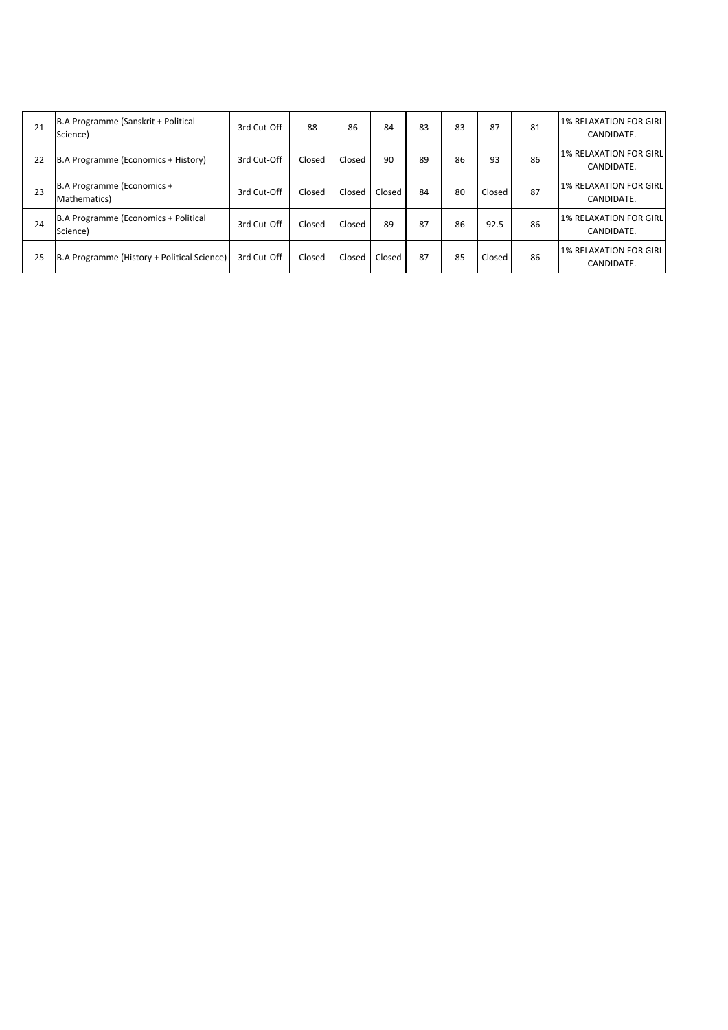| | | | | | | | | | | |
|---|---|---|---|---|---|---|---|---|---|---|
| 21 | B.A Programme (Sanskrit + Political Science) | 3rd Cut-Off | 88 | 86 | 84 | 83 | 83 | 87 | 81 | 1% RELAXATION FOR GIRL CANDIDATE. |
| 22 | B.A Programme (Economics + History) | 3rd Cut-Off | Closed | Closed | 90 | 89 | 86 | 93 | 86 | 1% RELAXATION FOR GIRL CANDIDATE. |
| 23 | B.A Programme (Economics + Mathematics) | 3rd Cut-Off | Closed | Closed | Closed | 84 | 80 | Closed | 87 | 1% RELAXATION FOR GIRL CANDIDATE. |
| 24 | B.A Programme (Economics + Political Science) | 3rd Cut-Off | Closed | Closed | 89 | 87 | 86 | 92.5 | 86 | 1% RELAXATION FOR GIRL CANDIDATE. |
| 25 | B.A Programme (History + Political Science) | 3rd Cut-Off | Closed | Closed | Closed | 87 | 85 | Closed | 86 | 1% RELAXATION FOR GIRL CANDIDATE. |